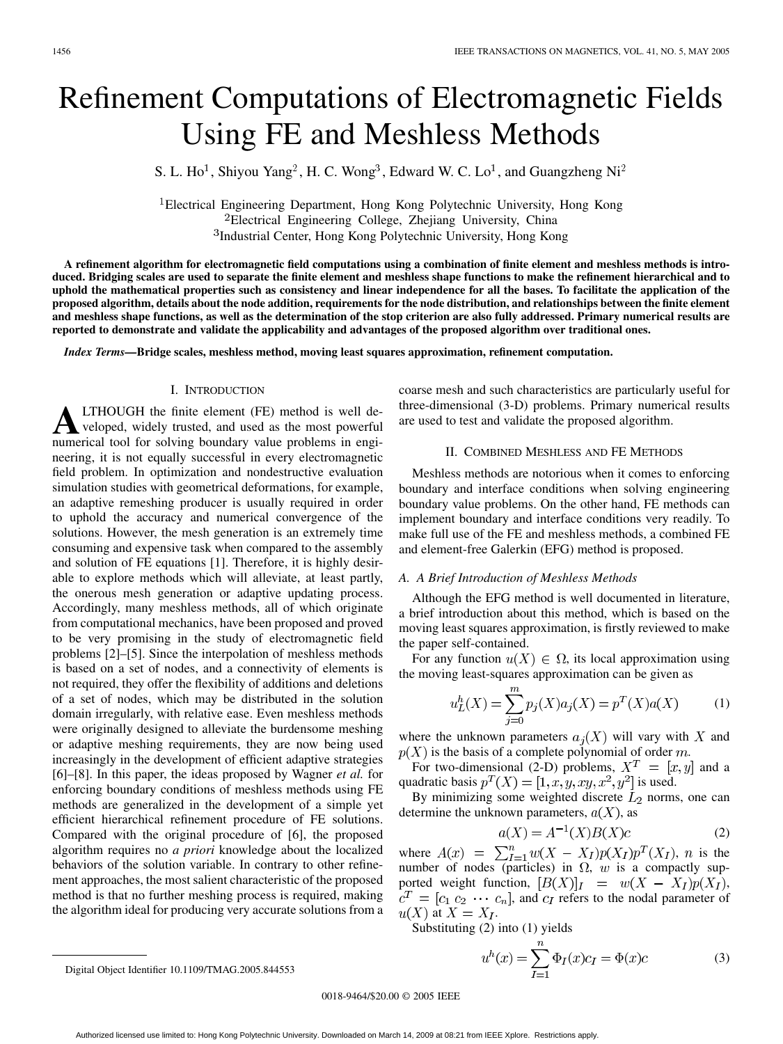# Refinement Computations of Electromagnetic Fields Using FE and Meshless Methods

S. L. Ho[1], Shiyou Yang[2], H. C. Wong[3], Edward W. C. Lo[1], and Guangzheng Ni[2]

[1]Electrical Engineering Department, Hong Kong Polytechnic University, Hong Kong
[2]Electrical Engineering College, Zhejiang University, China
[3]Industrial Center, Hong Kong Polytechnic University, Hong Kong

**A refinement algorithm for electromagnetic field computations using a combination of finite element and meshless methods is introduced. Bridging scales are used to separate the finite element and meshless shape functions to make the refinement hierarchical and to uphold the mathematical properties such as consistency and linear independence for all the bases. To facilitate the application of the proposed algorithm, details about the node addition, requirements for the node distribution, and relationships between the finite element and meshless shape functions, as well as the determination of the stop criterion are also fully addressed. Primary numerical results are reported to demonstrate and validate the applicability and advantages of the proposed algorithm over traditional ones.**

***Index Terms*—Bridge scales, meshless method, moving least squares approximation, refinement computation.**

## I. Introduction

Although the finite element (FE) method is well developed, widely trusted, and used as the most powerful numerical tool for solving boundary value problems in engineering, it is not equally successful in every electromagnetic field problem. In optimization and nondestructive evaluation simulation studies with geometrical deformations, for example, an adaptive remeshing producer is usually required in order to uphold the accuracy and numerical convergence of the solutions. However, the mesh generation is an extremely time consuming and expensive task when compared to the assembly and solution of FE equations [1]. Therefore, it is highly desirable to explore methods which will alleviate, at least partly, the onerous mesh generation or adaptive updating process. Accordingly, many meshless methods, all of which originate from computational mechanics, have been proposed and proved to be very promising in the study of electromagnetic field problems [2]–[5]. Since the interpolation of meshless methods is based on a set of nodes, and a connectivity of elements is not required, they offer the flexibility of additions and deletions of a set of nodes, which may be distributed in the solution domain irregularly, with relative ease. Even meshless methods were originally designed to alleviate the burdensome meshing or adaptive meshing requirements, they are now being used increasingly in the development of efficient adaptive strategies [6]–[8]. In this paper, the ideas proposed by Wagner *et al.* for enforcing boundary conditions of meshless methods using FE methods are generalized in the development of a simple yet efficient hierarchical refinement procedure of FE solutions. Compared with the original procedure of [6], the proposed algorithm requires no *a priori* knowledge about the localized behaviors of the solution variable. In contrary to other refinement approaches, the most salient characteristic of the proposed method is that no further meshing process is required, making the algorithm ideal for producing very accurate solutions from a coarse mesh and such characteristics are particularly useful for three-dimensional (3-D) problems. Primary numerical results are used to test and validate the proposed algorithm.

## II. Combined Meshless and FE Methods

Meshless methods are notorious when it comes to enforcing boundary and interface conditions when solving engineering boundary value problems. On the other hand, FE methods can implement boundary and interface conditions very readily. To make full use of the FE and meshless methods, a combined FE and element-free Galerkin (EFG) method is proposed.

### A. A Brief Introduction of Meshless Methods

Although the EFG method is well documented in literature, a brief introduction about this method, which is based on the moving least squares approximation, is firstly reviewed to make the paper self-contained.

For any function $u(X) \in \Omega$, its local approximation using the moving least-squares approximation can be given as

$$u_L^h(X) = \sum_{j=0}^{m} p_j(X) a_j(X) = p^T(X) a(X) \tag{1}$$

where the unknown parameters $a_j(X)$ will vary with $X$ and $p(X)$ is the basis of a complete polynomial of order $m$.

For two-dimensional (2-D) problems, $X^T = [x, y]$ and a quadratic basis $p^T(X) = [1, x, y, xy, x^2, y^2]$ is used.

By minimizing some weighted discrete $L_2$ norms, one can determine the unknown parameters, $a(X)$, as

$$a(X) = A^{-1}(X) B(X) c \tag{2}$$

where $A(x) = \sum_{I=1}^{n} w(X - X_I) p(X_I) p^T(X_I)$, $n$ is the number of nodes (particles) in $\Omega$, $w$ is a compactly supported weight function, $[B(X)]_I = w(X - X_I) p(X_I)$, $c^T = [c_1\ c_2\ \cdots\ c_n]$, and $c_I$ refers to the nodal parameter of $u(X)$ at $X = X_I$.

Substituting (2) into (1) yields

$$u^h(x) = \sum_{I=1}^{n} \Phi_I(x) c_I = \Phi(x) c \tag{3}$$

Digital Object Identifier 10.1109/TMAG.2005.844553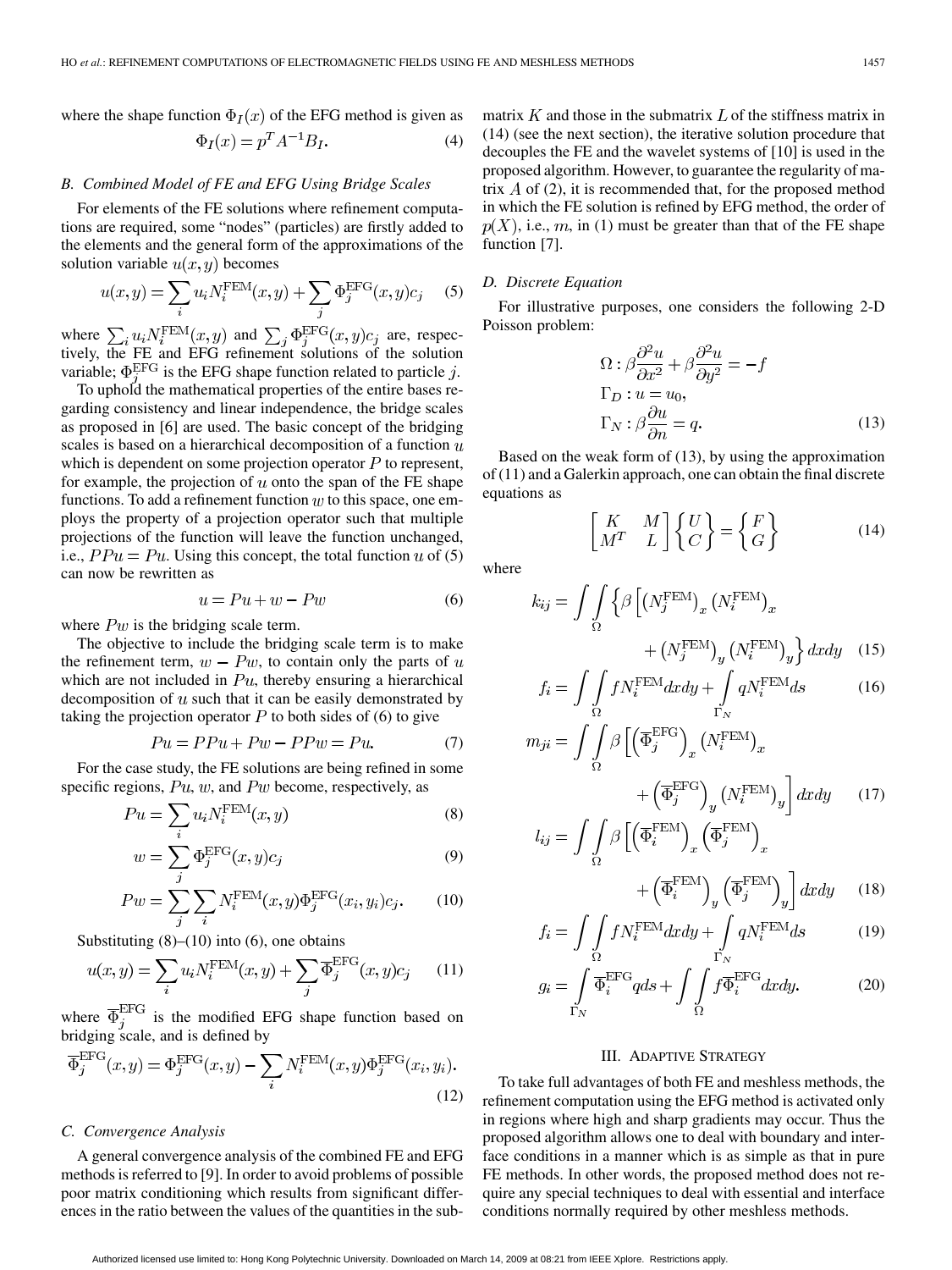where the shape function $\Phi_I(x)$ of the EFG method is given as

$$\Phi_I(x) = p^T A^{-1} B_I. \tag{4}$$

### B. Combined Model of FE and EFG Using Bridge Scales

For elements of the FE solutions where refinement computations are required, some "nodes" (particles) are firstly added to the elements and the general form of the approximations of the solution variable $u(x,y)$ becomes

$$u(x,y) = \sum_i u_i N_i^{\text{FEM}}(x,y) + \sum_j \Phi_j^{\text{EFG}}(x,y) c_j \tag{5}$$

where $\sum_i u_i N_i^{\text{FEM}}(x,y)$ and $\sum_j \Phi_j^{\text{EFG}}(x,y) c_j$ are, respectively, the FE and EFG refinement solutions of the solution variable; $\Phi_j^{\text{EFG}}$ is the EFG shape function related to particle $j$.

To uphold the mathematical properties of the entire bases regarding consistency and linear independence, the bridge scales as proposed in [6] are used. The basic concept of the bridging scales is based on a hierarchical decomposition of a function $u$ which is dependent on some projection operator $P$ to represent, for example, the projection of $u$ onto the span of the FE shape functions. To add a refinement function $w$ to this space, one employs the property of a projection operator such that multiple projections of the function will leave the function unchanged, i.e., $PPu = Pu$. Using this concept, the total function $u$ of (5) can now be rewritten as

$$u = Pu + w - Pw \tag{6}$$

where $Pw$ is the bridging scale term.

The objective to include the bridging scale term is to make the refinement term, $w - Pw$, to contain only the parts of $u$ which are not included in $Pu$, thereby ensuring a hierarchical decomposition of $u$ such that it can be easily demonstrated by taking the projection operator $P$ to both sides of (6) to give

$$Pu = PPu + Pw - PPw = Pu. \tag{7}$$

For the case study, the FE solutions are being refined in some specific regions, $Pu$, $w$, and $Pw$ become, respectively, as

$$Pu = \sum_i u_i N_i^{\text{FEM}}(x,y) \tag{8}$$

$$w = \sum_j \Phi_j^{\text{EFG}}(x,y) c_j \tag{9}$$

$$Pw = \sum_j \sum_i N_i^{\text{FEM}}(x,y) \Phi_j^{\text{EFG}}(x_i,y_i) c_j. \tag{10}$$

Substituting (8)–(10) into (6), one obtains

$$u(x,y) = \sum_i u_i N_i^{\text{FEM}}(x,y) + \sum_j \overline{\Phi}_j^{\text{EFG}}(x,y) c_j \tag{11}$$

where $\overline{\Phi}_j^{\text{EFG}}$ is the modified EFG shape function based on bridging scale, and is defined by

$$\overline{\Phi}_j^{\text{EFG}}(x,y) = \Phi_j^{\text{EFG}}(x,y) - \sum_i N_i^{\text{FEM}}(x,y) \Phi_j^{\text{EFG}}(x_i,y_i). \tag{12}$$

### C. Convergence Analysis

A general convergence analysis of the combined FE and EFG methods is referred to [9]. In order to avoid problems of possible poor matrix conditioning which results from significant differences in the ratio between the values of the quantities in the submatrix $K$ and those in the submatrix $L$ of the stiffness matrix in (14) (see the next section), the iterative solution procedure that decouples the FE and the wavelet systems of [10] is used in the proposed algorithm. However, to guarantee the regularity of matrix $A$ of (2), it is recommended that, for the proposed method in which the FE solution is refined by EFG method, the order of $p(X)$, i.e., $m$, in (1) must be greater than that of the FE shape function [7].

### D. Discrete Equation

For illustrative purposes, one considers the following 2-D Poisson problem:

$$\begin{aligned}
&\Omega : \beta \frac{\partial^2 u}{\partial x^2} + \beta \frac{\partial^2 u}{\partial y^2} = -f \\
&\Gamma_D : u = u_0, \\
&\Gamma_N : \beta \frac{\partial u}{\partial n} = q.
\end{aligned} \tag{13}$$

Based on the weak form of (13), by using the approximation of (11) and a Galerkin approach, one can obtain the final discrete equations as

$$\begin{bmatrix} K & M \\ M^T & L \end{bmatrix} \begin{Bmatrix} U \\ C \end{Bmatrix} = \begin{Bmatrix} F \\ G \end{Bmatrix} \tag{14}$$

where

$$k_{ij} = \iint_\Omega \left\{ \beta \left[ \left(N_j^{\text{FEM}}\right)_x \left(N_i^{\text{FEM}}\right)_x + \left(N_j^{\text{FEM}}\right)_y \left(N_i^{\text{FEM}}\right)_y \right\} dxdy \tag{15}$$

$$f_i = \iint_\Omega f N_i^{\text{FEM}} dxdy + \int_{\Gamma_N} q N_i^{\text{FEM}} ds \tag{16}$$

$$m_{ji} = \iint_\Omega \beta \left[ \left(\overline{\Phi}_j^{\text{EFG}}\right)_x \left(N_i^{\text{FEM}}\right)_x + \left(\overline{\Phi}_j^{\text{EFG}}\right)_y \left(N_i^{\text{FEM}}\right)_y \right] dxdy \tag{17}$$

$$l_{ij} = \iint_\Omega \beta \left[ \left(\overline{\Phi}_i^{\text{FEM}}\right)_x \left(\overline{\Phi}_j^{\text{FEM}}\right)_x + \left(\overline{\Phi}_i^{\text{FEM}}\right)_y \left(\overline{\Phi}_j^{\text{FEM}}\right)_y \right] dxdy \tag{18}$$

$$f_i = \iint_\Omega f N_i^{\text{FEM}} dxdy + \int_{\Gamma_N} q N_i^{\text{FEM}} ds \tag{19}$$

$$g_i = \int_{\Gamma_N} \overline{\Phi}_i^{\text{EFG}} q ds + \iint_\Omega f \overline{\Phi}_i^{\text{EFG}} dxdy. \tag{20}$$

## III. Adaptive Strategy

To take full advantages of both FE and meshless methods, the refinement computation using the EFG method is activated only in regions where high and sharp gradients may occur. Thus the proposed algorithm allows one to deal with boundary and interface conditions in a manner which is as simple as that in pure FE methods. In other words, the proposed method does not require any special techniques to deal with essential and interface conditions normally required by other meshless methods.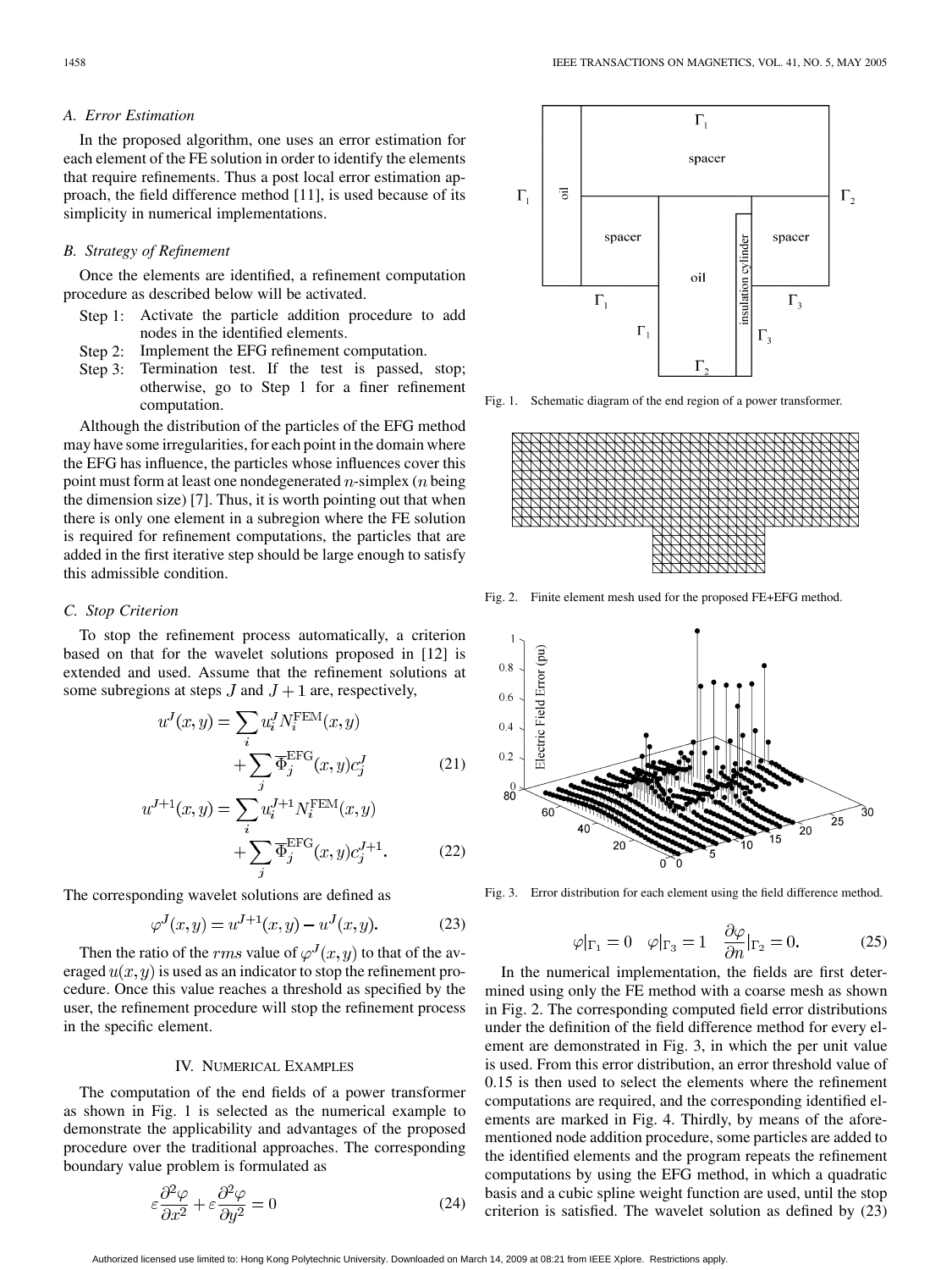### A. Error Estimation

In the proposed algorithm, one uses an error estimation for each element of the FE solution in order to identify the elements that require refinements. Thus a post local error estimation approach, the field difference method [11], is used because of its simplicity in numerical implementations.

### B. Strategy of Refinement

Once the elements are identified, a refinement computation procedure as described below will be activated.

- Step 1: Activate the particle addition procedure to add nodes in the identified elements.
- Step 2: Implement the EFG refinement computation.
- Step 3: Termination test. If the test is passed, stop; otherwise, go to Step 1 for a finer refinement computation.

Although the distribution of the particles of the EFG method may have some irregularities, for each point in the domain where the EFG has influence, the particles whose influences cover this point must form at least one nondegenerated $n$-simplex ($n$ being the dimension size) [7]. Thus, it is worth pointing out that when there is only one element in a subregion where the FE solution is required for refinement computations, the particles that are added in the first iterative step should be large enough to satisfy this admissible condition.

### C. Stop Criterion

To stop the refinement process automatically, a criterion based on that for the wavelet solutions proposed in [12] is extended and used. Assume that the refinement solutions at some subregions at steps $J$ and $J+1$ are, respectively,

$$u^J(x,y) = \sum_i u_i^J N_i^{\text{FEM}}(x,y) + \sum_j \overline{\Phi}_j^{\text{EFG}}(x,y) c_j^J \tag{21}$$

$$u^{J+1}(x,y) = \sum_i u_i^{J+1} N_i^{\text{FEM}}(x,y) + \sum_j \overline{\Phi}_j^{\text{EFG}}(x,y) c_j^{J+1}. \tag{22}$$

The corresponding wavelet solutions are defined as

$$\varphi^J(x,y) = u^{J+1}(x,y) - u^J(x,y). \tag{23}$$

Then the ratio of the $rms$ value of $\varphi^J(x,y)$ to that of the averaged $u(x,y)$ is used as an indicator to stop the refinement procedure. Once this value reaches a threshold as specified by the user, the refinement procedure will stop the refinement process in the specific element.

## IV. Numerical Examples

The computation of the end fields of a power transformer as shown in Fig. 1 is selected as the numerical example to demonstrate the applicability and advantages of the proposed procedure over the traditional approaches. The corresponding boundary value problem is formulated as

$$\varepsilon \frac{\partial^2 \varphi}{\partial x^2} + \varepsilon \frac{\partial^2 \varphi}{\partial y^2} = 0 \tag{24}$$

$$\varphi|_{\Gamma_1} = 0 \quad \varphi|_{\Gamma_3} = 1 \quad \frac{\partial \varphi}{\partial n}|_{\Gamma_2} = 0. \tag{25}$$

Fig. 1. Schematic diagram of the end region of a power transformer.

Fig. 2. Finite element mesh used for the proposed FE+EFG method.

Fig. 3. Error distribution for each element using the field difference method.

In the numerical implementation, the fields are first determined using only the FE method with a coarse mesh as shown in Fig. 2. The corresponding computed field error distributions under the definition of the field difference method for every element are demonstrated in Fig. 3, in which the per unit value is used. From this error distribution, an error threshold value of 0.15 is then used to select the elements where the refinement computations are required, and the corresponding identified elements are marked in Fig. 4. Thirdly, by means of the aforementioned node addition procedure, some particles are added to the identified elements and the program repeats the refinement computations by using the EFG method, in which a quadratic basis and a cubic spline weight function are used, until the stop criterion is satisfied. The wavelet solution as defined by (23)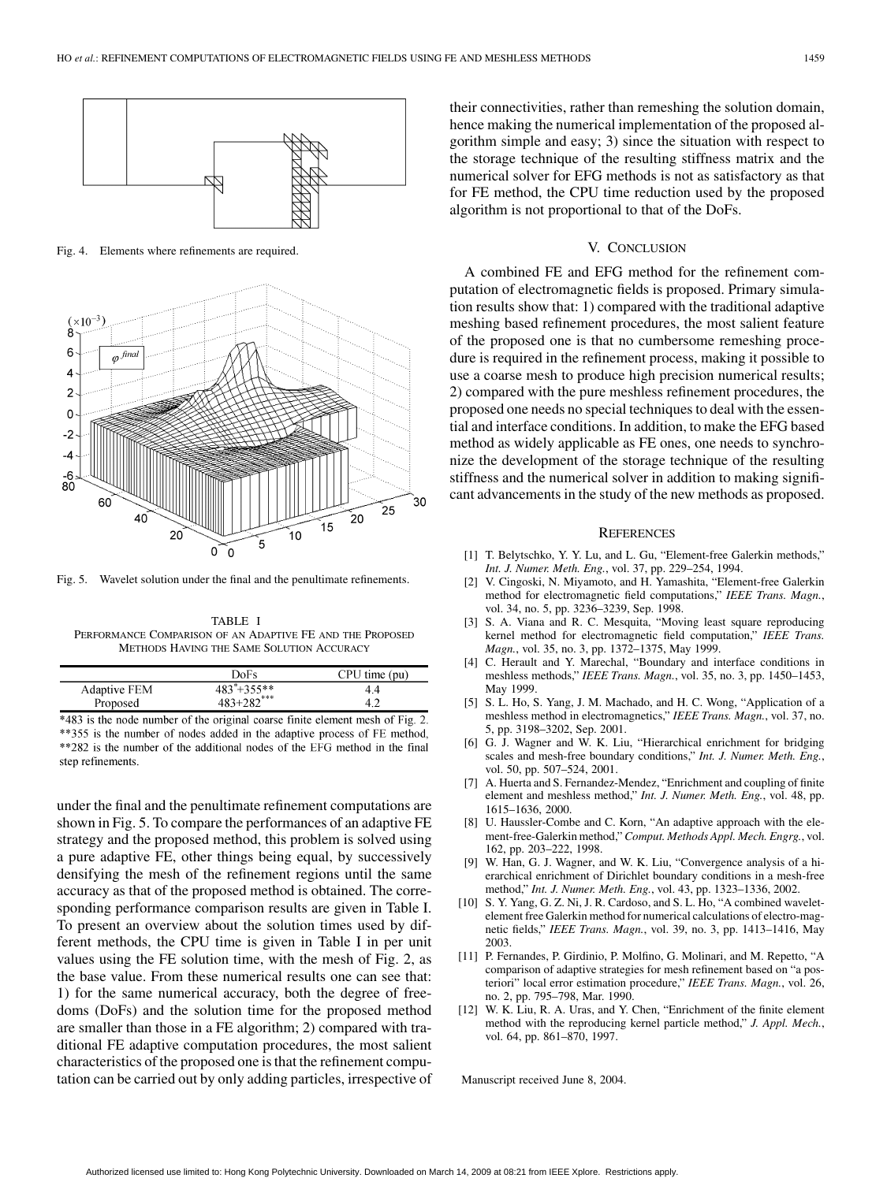Fig. 4. Elements where refinements are required.

(×10^−3)
8
6
4
2
0
-2
-4
-6
80
60
40
20
0
0
5
10
15
20
25
30
$\varphi^{final}$

Fig. 5. Wavelet solution under the final and the penultimate refinements.

TABLE I
PERFORMANCE COMPARISON OF AN ADAPTIVE FE AND THE PROPOSED METHODS HAVING THE SAME SOLUTION ACCURACY

| | DoFs | CPU time (pu) |
|---|---|---|
| Adaptive FEM | 483*+355** | 4.4 |
| Proposed | 483+282*** | 4.2 |

*483 is the node number of the original coarse finite element mesh of Fig. 2.
**355 is the number of nodes added in the adaptive process of FE method.
**282 is the number of the additional nodes of the EFG method in the final step refinements.

under the final and the penultimate refinement computations are shown in Fig. 5. To compare the performances of an adaptive FE strategy and the proposed method, this problem is solved using a pure adaptive FE, other things being equal, by successively densifying the mesh of the refinement regions until the same accuracy as that of the proposed method is obtained. The corresponding performance comparison results are given in Table I. To present an overview about the solution times used by different methods, the CPU time is given in Table I in per unit values using the FE solution time, with the mesh of Fig. 2, as the base value. From these numerical results one can see that: 1) for the same numerical accuracy, both the degree of freedoms (DoFs) and the solution time for the proposed method are smaller than those in a FE algorithm; 2) compared with traditional FE adaptive computation procedures, the most salient characteristics of the proposed one is that the refinement computation can be carried out by only adding particles, irrespective of their connectivities, rather than remeshing the solution domain, hence making the numerical implementation of the proposed algorithm simple and easy; 3) since the situation with respect to the storage technique of the resulting stiffness matrix and the numerical solver for EFG methods is not as satisfactory as that for FE method, the CPU time reduction used by the proposed algorithm is not proportional to that of the DoFs.

## V. CONCLUSION

A combined FE and EFG method for the refinement computation of electromagnetic fields is proposed. Primary simulation results show that: 1) compared with the traditional adaptive meshing based refinement procedures, the most salient feature of the proposed one is that no cumbersome remeshing procedure is required in the refinement process, making it possible to use a coarse mesh to produce high precision numerical results; 2) compared with the pure meshless refinement procedures, the proposed one needs no special techniques to deal with the essential and interface conditions. In addition, to make the EFG based method as widely applicable as FE ones, one needs to synchronize the development of the storage technique of the resulting stiffness and the numerical solver in addition to making significant advancements in the study of the new methods as proposed.

## REFERENCES

[1] T. Belytschko, Y. Y. Lu, and L. Gu, "Element-free Galerkin methods," *Int. J. Numer. Meth. Eng.*, vol. 37, pp. 229–254, 1994.

[2] V. Cingoski, N. Miyamoto, and H. Yamashita, "Element-free Galerkin method for electromagnetic field computations," *IEEE Trans. Magn.*, vol. 34, no. 5, pp. 3236–3239, Sep. 1998.

[3] S. A. Viana and R. C. Mesquita, "Moving least square reproducing kernel method for electromagnetic field computation," *IEEE Trans. Magn.*, vol. 35, no. 3, pp. 1372–1375, May 1999.

[4] C. Herault and Y. Marechal, "Boundary and interface conditions in meshless methods," *IEEE Trans. Magn.*, vol. 35, no. 3, pp. 1450–1453, May 1999.

[5] S. L. Ho, S. Yang, J. M. Machado, and H. C. Wong, "Application of a meshless method in electromagnetics," *IEEE Trans. Magn.*, vol. 37, no. 5, pp. 3198–3202, Sep. 2001.

[6] G. J. Wagner and W. K. Liu, "Hierarchical enrichment for bridging scales and mesh-free boundary conditions," *Int. J. Numer. Meth. Eng.*, vol. 50, pp. 507–524, 2001.

[7] A. Huerta and S. Fernandez-Mendez, "Enrichment and coupling of finite element and meshless method," *Int. J. Numer. Meth. Eng.*, vol. 48, pp. 1615–1636, 2000.

[8] U. Haussler-Combe and C. Korn, "An adaptive approach with the element-free-Galerkin method," *Comput. Methods Appl. Mech. Engrg.*, vol. 162, pp. 203–222, 1998.

[9] W. Han, G. J. Wagner, and W. K. Liu, "Convergence analysis of a hierarchical enrichment of Dirichlet boundary conditions in a mesh-free method," *Int. J. Numer. Meth. Eng.*, vol. 43, pp. 1323–1336, 2002.

[10] S. Y. Yang, G. Z. Ni, J. R. Cardoso, and S. L. Ho, "A combined wavelet-element free Galerkin method for numerical calculations of electro-magnetic fields," *IEEE Trans. Magn.*, vol. 39, no. 3, pp. 1413–1416, May 2003.

[11] P. Fernandes, P. Girdinio, P. Molfino, G. Molinari, and M. Repetto, "A comparison of adaptive strategies for mesh refinement based on "a posteriori" local error estimation procedure," *IEEE Trans. Magn.*, vol. 26, no. 2, pp. 795–798, Mar. 1990.

[12] W. K. Liu, R. A. Uras, and Y. Chen, "Enrichment of the finite element method with the reproducing kernel particle method," *J. Appl. Mech.*, vol. 64, pp. 861–870, 1997.

Manuscript received June 8, 2004.